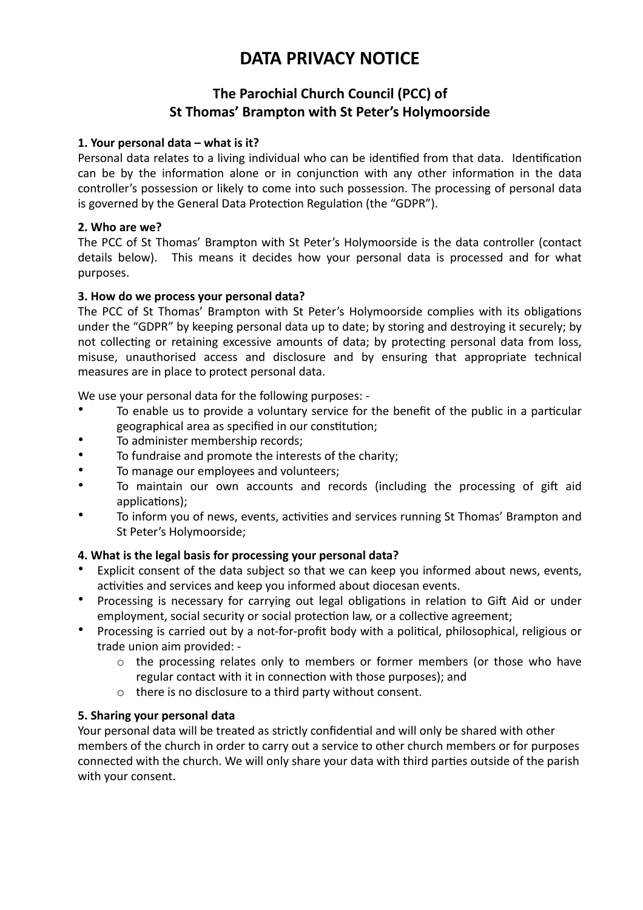# DATA PRIVACY NOTICE

## The Parochial Church Council (PCC) of St Thomas' Brampton with St Peter's Holymoorside

### 1. Your personal data – what is it?

Personal data relates to a living individual who can be identified from that data. Identification can be by the information alone or in conjunction with any other information in the data controller's possession or likely to come into such possession. The processing of personal data is governed by the General Data Protection Regulation (the "GDPR").

### 2. Who are we?

The PCC of St Thomas' Brampton with St Peter's Holymoorside is the data controller (contact details below). This means it decides how your personal data is processed and for what purposes.

### 3. How do we process your personal data?

The PCC of St Thomas' Brampton with St Peter's Holymoorside complies with its obligations under the "GDPR" by keeping personal data up to date; by storing and destroying it securely; by not collecting or retaining excessive amounts of data; by protecting personal data from loss, misuse, unauthorised access and disclosure and by ensuring that appropriate technical measures are in place to protect personal data.

We use your personal data for the following purposes: -

- To enable us to provide a voluntary service for the benefit of the public in a particular geographical area as specified in our constitution;
- To administer membership records;
- To fundraise and promote the interests of the charity;
- To manage our employees and volunteers;
- To maintain our own accounts and records (including the processing of gift aid applications);
- To inform you of news, events, activities and services running St Thomas' Brampton and St Peter's Holymoorside;

### 4. What is the legal basis for processing your personal data?

- Explicit consent of the data subject so that we can keep you informed about news, events, activities and services and keep you informed about diocesan events.
- Processing is necessary for carrying out legal obligations in relation to Gift Aid or under employment, social security or social protection law, or a collective agreement;
- Processing is carried out by a not-for-profit body with a political, philosophical, religious or trade union aim provided: -
  - the processing relates only to members or former members (or those who have regular contact with it in connection with those purposes); and
  - there is no disclosure to a third party without consent.

### 5. Sharing your personal data

Your personal data will be treated as strictly confidential and will only be shared with other members of the church in order to carry out a service to other church members or for purposes connected with the church. We will only share your data with third parties outside of the parish with your consent.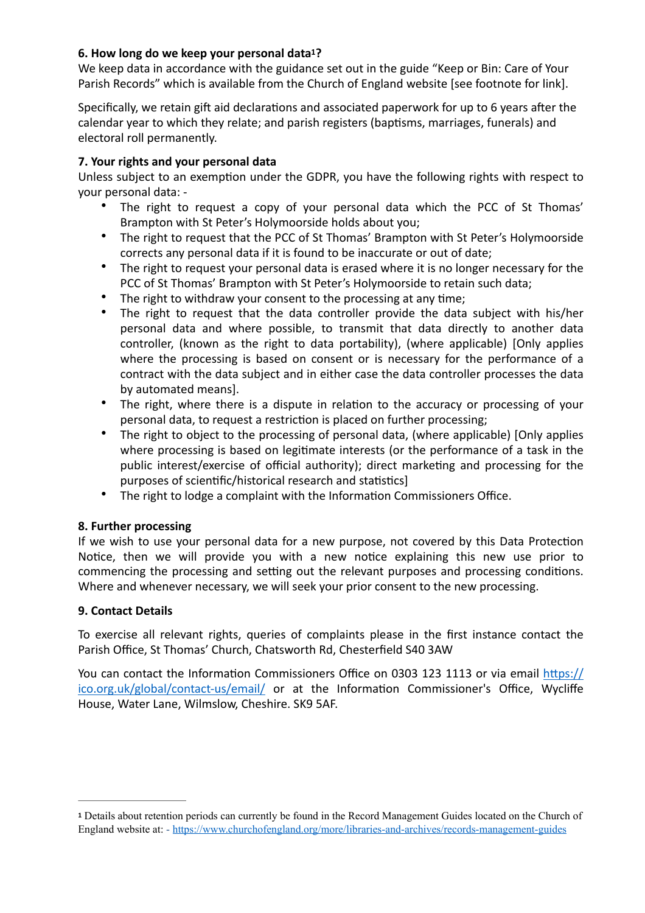**6. How long do we keep your personal data[1]?**

We keep data in accordance with the guidance set out in the guide "Keep or Bin: Care of Your Parish Records" which is available from the Church of England website [see footnote for link].

Specifically, we retain gift aid declarations and associated paperwork for up to 6 years after the calendar year to which they relate; and parish registers (baptisms, marriages, funerals) and electoral roll permanently.

**7. Your rights and your personal data**

Unless subject to an exemption under the GDPR, you have the following rights with respect to your personal data: -

- The right to request a copy of your personal data which the PCC of St Thomas' Brampton with St Peter's Holymoorside holds about you;
- The right to request that the PCC of St Thomas' Brampton with St Peter's Holymoorside corrects any personal data if it is found to be inaccurate or out of date;
- The right to request your personal data is erased where it is no longer necessary for the PCC of St Thomas' Brampton with St Peter's Holymoorside to retain such data;
- The right to withdraw your consent to the processing at any time;
- The right to request that the data controller provide the data subject with his/her personal data and where possible, to transmit that data directly to another data controller, (known as the right to data portability), (where applicable) [Only applies where the processing is based on consent or is necessary for the performance of a contract with the data subject and in either case the data controller processes the data by automated means].
- The right, where there is a dispute in relation to the accuracy or processing of your personal data, to request a restriction is placed on further processing;
- The right to object to the processing of personal data, (where applicable) [Only applies where processing is based on legitimate interests (or the performance of a task in the public interest/exercise of official authority); direct marketing and processing for the purposes of scientific/historical research and statistics]
- The right to lodge a complaint with the Information Commissioners Office.

**8. Further processing**

If we wish to use your personal data for a new purpose, not covered by this Data Protection Notice, then we will provide you with a new notice explaining this new use prior to commencing the processing and setting out the relevant purposes and processing conditions. Where and whenever necessary, we will seek your prior consent to the new processing.

**9. Contact Details**

To exercise all relevant rights, queries of complaints please in the first instance contact the Parish Office, St Thomas' Church, Chatsworth Rd, Chesterfield S40 3AW

You can contact the Information Commissioners Office on 0303 123 1113 or via email https://ico.org.uk/global/contact-us/email/ or at the Information Commissioner's Office, Wycliffe House, Water Lane, Wilmslow, Cheshire. SK9 5AF.

---

[1] Details about retention periods can currently be found in the Record Management Guides located on the Church of England website at: - https://www.churchofengland.org/more/libraries-and-archives/records-management-guides